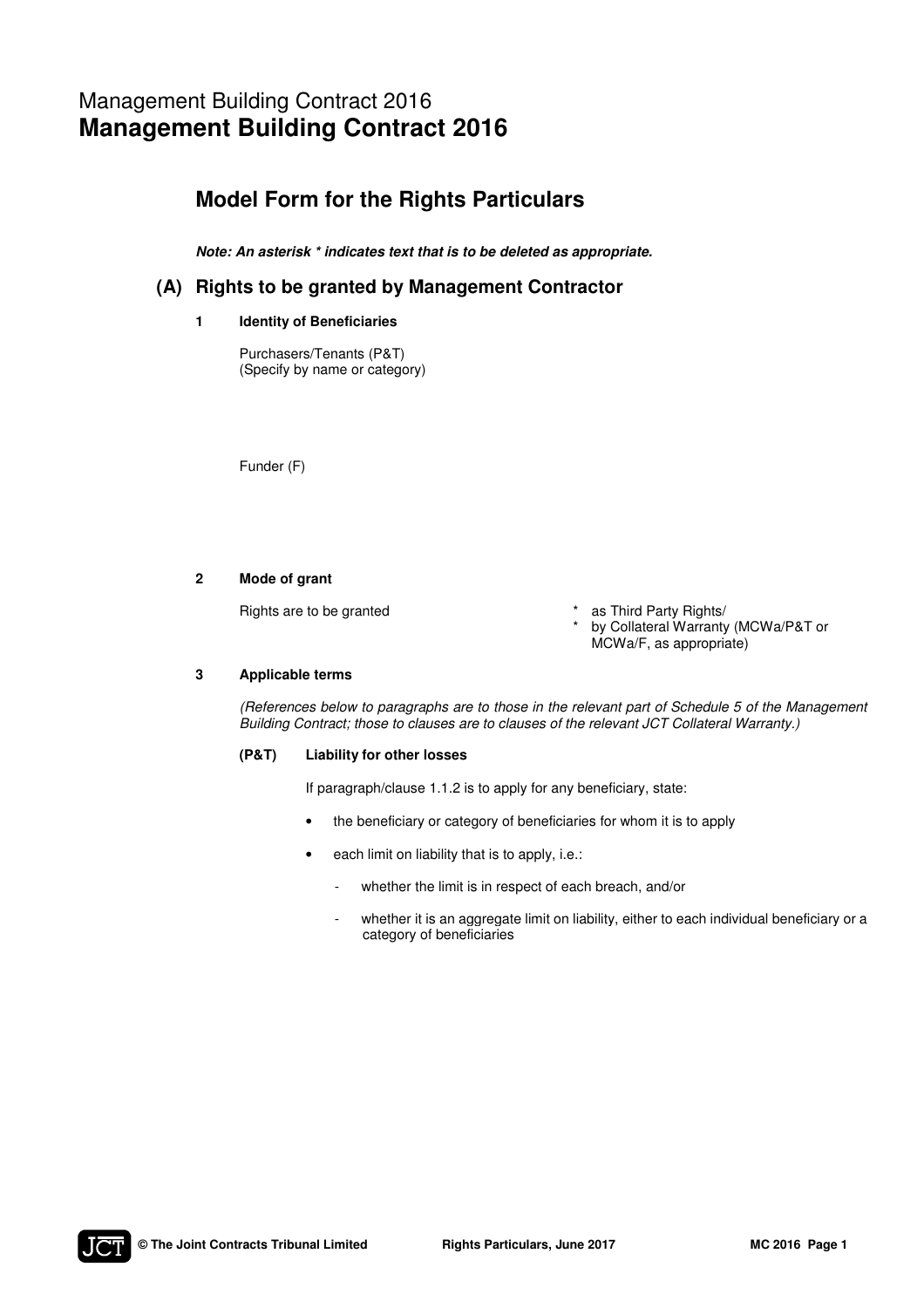# Management Building Contract 2016
# **Management Building Contract 2016**

## Model Form for the Rights Particulars

***Note: An asterisk * indicates text that is to be deleted as appropriate.***

## (A) Rights to be granted by Management Contractor

**1 Identity of Beneficiaries**

Purchasers/Tenants (P&T)
(Specify by name or category)

Funder (F)

**2 Mode of grant**

Rights are to be granted

* as Third Party Rights/
* by Collateral Warranty (MCWa/P&T or MCWa/F, as appropriate)

**3 Applicable terms**

*(References below to paragraphs are to those in the relevant part of Schedule 5 of the Management Building Contract; those to clauses are to clauses of the relevant JCT Collateral Warranty.)*

**(P&T) Liability for other losses**

If paragraph/clause 1.1.2 is to apply for any beneficiary, state:

- the beneficiary or category of beneficiaries for whom it is to apply
- each limit on liability that is to apply, i.e.:
  - whether the limit is in respect of each breach, and/or
  - whether it is an aggregate limit on liability, either to each individual beneficiary or a category of beneficiaries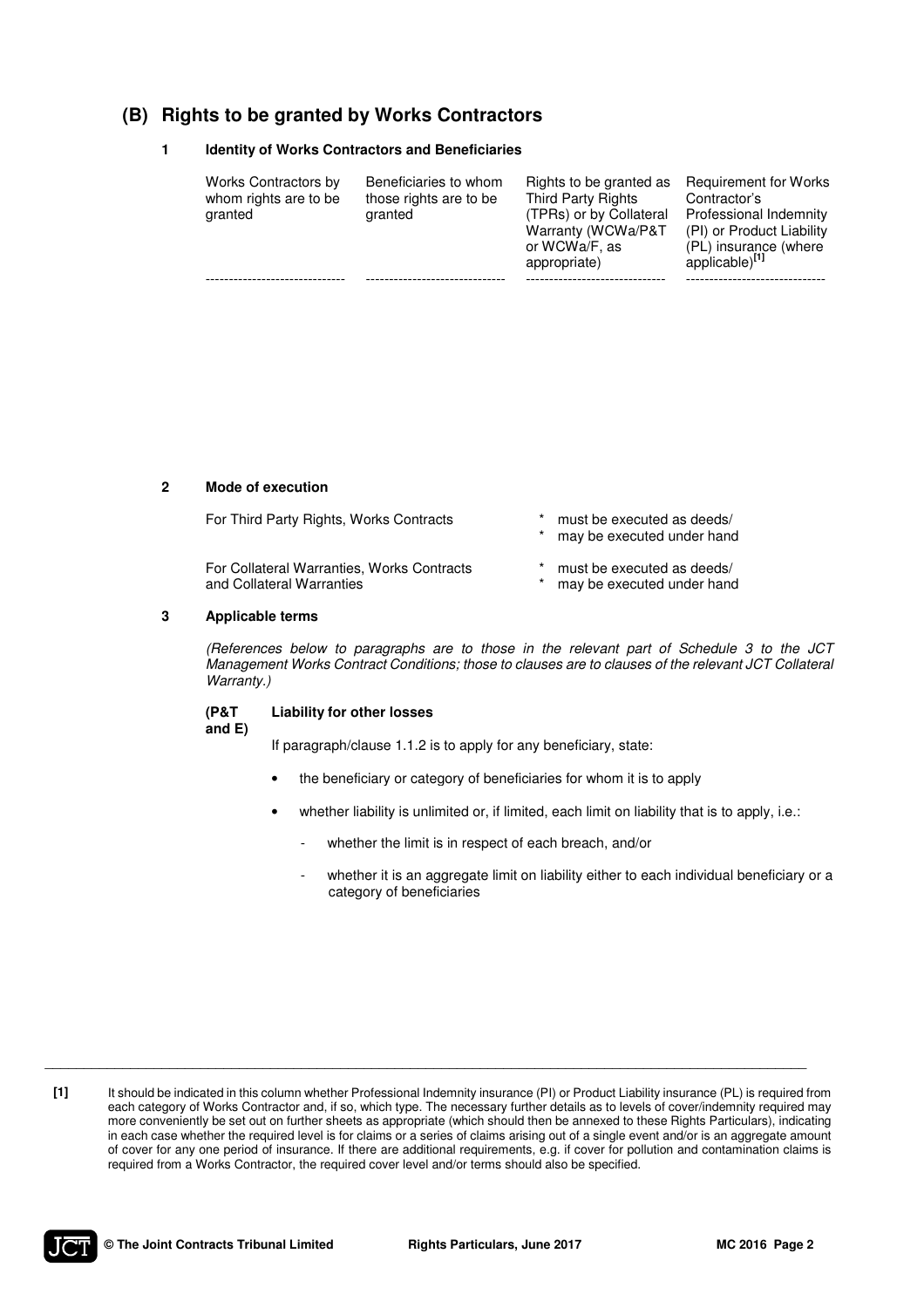## (B) Rights to be granted by Works Contractors

### 1 Identity of Works Contractors and Beneficiaries

| Works Contractors by whom rights are to be granted | Beneficiaries to whom those rights are to be granted | Rights to be granted as Third Party Rights (TPRs) or by Collateral Warranty (WCWa/P&T or WCWa/F, as appropriate) | Requirement for Works Contractor's Professional Indemnity (PI) or Product Liability (PL) insurance (where applicable)[1] |
|---|---|---|---|
| ------------------------------ | ------------------------------ | ------------------------------ | ------------------------------ |

### 2 Mode of execution

For Third Party Rights, Works Contracts
- \* must be executed as deeds/
- \* may be executed under hand

For Collateral Warranties, Works Contracts and Collateral Warranties
- \* must be executed as deeds/
- \* may be executed under hand

### 3 Applicable terms

*(References below to paragraphs are to those in the relevant part of Schedule 3 to the JCT Management Works Contract Conditions; those to clauses are to clauses of the relevant JCT Collateral Warranty.)*

**(P&T and E) Liability for other losses**

If paragraph/clause 1.1.2 is to apply for any beneficiary, state:

- the beneficiary or category of beneficiaries for whom it is to apply
- whether liability is unlimited or, if limited, each limit on liability that is to apply, i.e.:
  - whether the limit is in respect of each breach, and/or
  - whether it is an aggregate limit on liability either to each individual beneficiary or a category of beneficiaries

---

[1] It should be indicated in this column whether Professional Indemnity insurance (PI) or Product Liability insurance (PL) is required from each category of Works Contractor and, if so, which type. The necessary further details as to levels of cover/indemnity required may more conveniently be set out on further sheets as appropriate (which should then be annexed to these Rights Particulars), indicating in each case whether the required level is for claims or a series of claims arising out of a single event and/or is an aggregate amount of cover for any one period of insurance. If there are additional requirements, e.g. if cover for pollution and contamination claims is required from a Works Contractor, the required cover level and/or terms should also be specified.